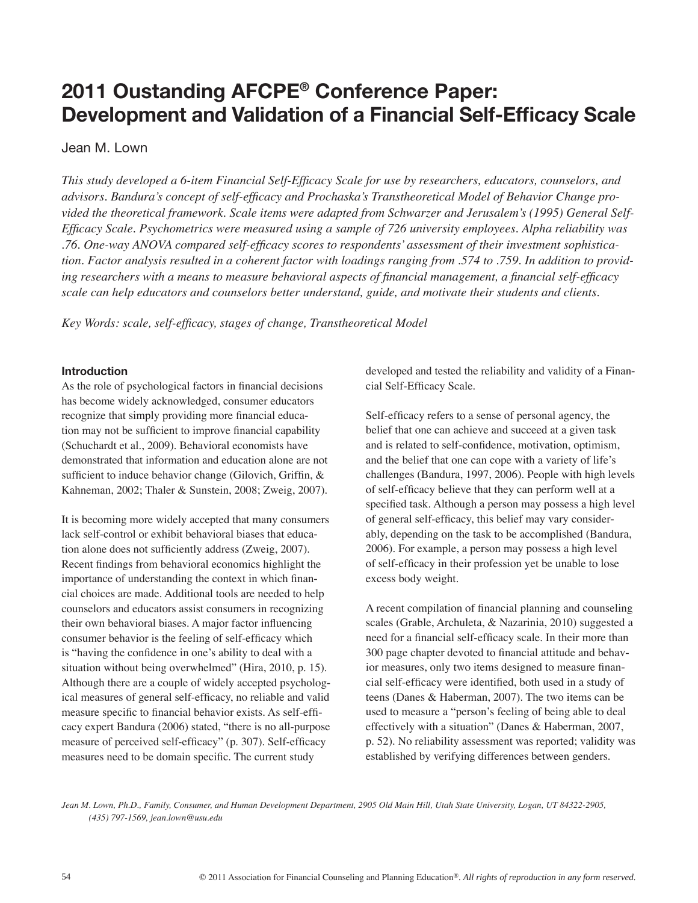# 2011 Oustanding AFCPE® Conference Paper: Development and Validation of a Financial Self-Efficacy Scale

Jean M. Lown

*This study developed a 6-item Financial Self-Efficacy Scale for use by researchers, educators, counselors, and advisors. Bandura's concept of self-efficacy and Prochaska's Transtheoretical Model of Behavior Change provided the theoretical framework. Scale items were adapted from Schwarzer and Jerusalem's (1995) General Self-Efficacy Scale. Psychometrics were measured using a sample of 726 university employees. Alpha reliability was .76. One-way ANOVA compared self-efficacy scores to respondents' assessment of their investment sophistication. Factor analysis resulted in a coherent factor with loadings ranging from .574 to .759. In addition to providing researchers with a means to measure behavioral aspects of financial management, a financial self-efficacy scale can help educators and counselors better understand, guide, and motivate their students and clients.*

*Key Words: scale, self-efficacy, stages of change, Transtheoretical Model*

## Introduction

As the role of psychological factors in financial decisions has become widely acknowledged, consumer educators recognize that simply providing more financial education may not be sufficient to improve financial capability (Schuchardt et al., 2009). Behavioral economists have demonstrated that information and education alone are not sufficient to induce behavior change (Gilovich, Griffin, & Kahneman, 2002; Thaler & Sunstein, 2008; Zweig, 2007).

It is becoming more widely accepted that many consumers lack self-control or exhibit behavioral biases that education alone does not sufficiently address (Zweig, 2007). Recent findings from behavioral economics highlight the importance of understanding the context in which financial choices are made. Additional tools are needed to help counselors and educators assist consumers in recognizing their own behavioral biases. A major factor influencing consumer behavior is the feeling of self-efficacy which is "having the confidence in one's ability to deal with a situation without being overwhelmed" (Hira, 2010, p. 15). Although there are a couple of widely accepted psychological measures of general self-efficacy, no reliable and valid measure specific to financial behavior exists. As self-efficacy expert Bandura (2006) stated, "there is no all-purpose measure of perceived self-efficacy" (p. 307). Self-efficacy measures need to be domain specific. The current study developed and tested the reliability and validity of a Financial Self-Efficacy Scale.

Self-efficacy refers to a sense of personal agency, the belief that one can achieve and succeed at a given task and is related to self-confidence, motivation, optimism, and the belief that one can cope with a variety of life's challenges (Bandura, 1997, 2006). People with high levels of self-efficacy believe that they can perform well at a specified task. Although a person may possess a high level of general self-efficacy, this belief may vary considerably, depending on the task to be accomplished (Bandura, 2006). For example, a person may possess a high level of self-efficacy in their profession yet be unable to lose excess body weight.

A recent compilation of financial planning and counseling scales (Grable, Archuleta, & Nazarinia, 2010) suggested a need for a financial self-efficacy scale. In their more than 300 page chapter devoted to financial attitude and behavior measures, only two items designed to measure financial self-efficacy were identified, both used in a study of teens (Danes & Haberman, 2007). The two items can be used to measure a "person's feeling of being able to deal effectively with a situation" (Danes & Haberman, 2007, p. 52). No reliability assessment was reported; validity was established by verifying differences between genders.

*Jean M. Lown, Ph.D., Family, Consumer, and Human Development Department, 2905 Old Main Hill, Utah State University, Logan, UT 84322-2905, (435) 797-1569, jean.lown@usu.edu*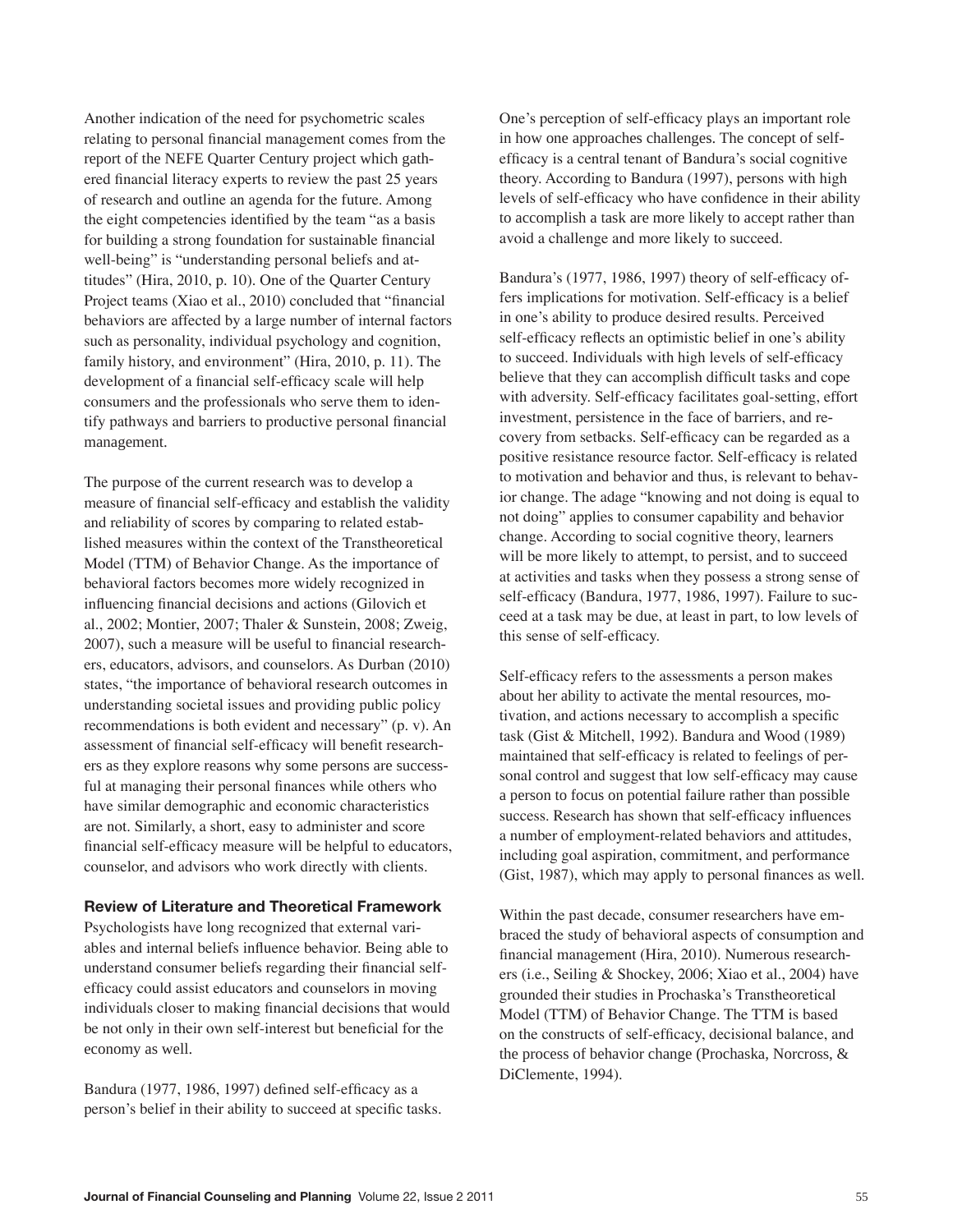Another indication of the need for psychometric scales relating to personal financial management comes from the report of the NEFE Quarter Century project which gathered financial literacy experts to review the past 25 years of research and outline an agenda for the future. Among the eight competencies identified by the team "as a basis for building a strong foundation for sustainable financial well-being" is "understanding personal beliefs and attitudes" (Hira, 2010, p. 10). One of the Quarter Century Project teams (Xiao et al., 2010) concluded that "financial behaviors are affected by a large number of internal factors such as personality, individual psychology and cognition, family history, and environment" (Hira, 2010, p. 11). The development of a financial self-efficacy scale will help consumers and the professionals who serve them to identify pathways and barriers to productive personal financial management.

The purpose of the current research was to develop a measure of financial self-efficacy and establish the validity and reliability of scores by comparing to related established measures within the context of the Transtheoretical Model (TTM) of Behavior Change. As the importance of behavioral factors becomes more widely recognized in influencing financial decisions and actions (Gilovich et al., 2002; Montier, 2007; Thaler & Sunstein, 2008; Zweig, 2007), such a measure will be useful to financial researchers, educators, advisors, and counselors. As Durban (2010) states, "the importance of behavioral research outcomes in understanding societal issues and providing public policy recommendations is both evident and necessary" (p. v). An assessment of financial self-efficacy will benefit researchers as they explore reasons why some persons are successful at managing their personal finances while others who have similar demographic and economic characteristics are not. Similarly, a short, easy to administer and score financial self-efficacy measure will be helpful to educators, counselor, and advisors who work directly with clients.

## Review of Literature and Theoretical Framework

Psychologists have long recognized that external variables and internal beliefs influence behavior. Being able to understand consumer beliefs regarding their financial self-efficacy could assist educators and counselors in moving individuals closer to making financial decisions that would be not only in their own self-interest but beneficial for the economy as well.

Bandura (1977, 1986, 1997) defined self-efficacy as a person's belief in their ability to succeed at specific tasks. One's perception of self-efficacy plays an important role in how one approaches challenges. The concept of self-efficacy is a central tenant of Bandura's social cognitive theory. According to Bandura (1997), persons with high levels of self-efficacy who have confidence in their ability to accomplish a task are more likely to accept rather than avoid a challenge and more likely to succeed.

Bandura's (1977, 1986, 1997) theory of self-efficacy offers implications for motivation. Self-efficacy is a belief in one's ability to produce desired results. Perceived self-efficacy reflects an optimistic belief in one's ability to succeed. Individuals with high levels of self-efficacy believe that they can accomplish difficult tasks and cope with adversity. Self-efficacy facilitates goal-setting, effort investment, persistence in the face of barriers, and recovery from setbacks. Self-efficacy can be regarded as a positive resistance resource factor. Self-efficacy is related to motivation and behavior and thus, is relevant to behavior change. The adage "knowing and not doing is equal to not doing" applies to consumer capability and behavior change. According to social cognitive theory, learners will be more likely to attempt, to persist, and to succeed at activities and tasks when they possess a strong sense of self-efficacy (Bandura, 1977, 1986, 1997). Failure to succeed at a task may be due, at least in part, to low levels of this sense of self-efficacy.

Self-efficacy refers to the assessments a person makes about her ability to activate the mental resources, motivation, and actions necessary to accomplish a specific task (Gist & Mitchell, 1992). Bandura and Wood (1989) maintained that self-efficacy is related to feelings of personal control and suggest that low self-efficacy may cause a person to focus on potential failure rather than possible success. Research has shown that self-efficacy influences a number of employment-related behaviors and attitudes, including goal aspiration, commitment, and performance (Gist, 1987), which may apply to personal finances as well.

Within the past decade, consumer researchers have embraced the study of behavioral aspects of consumption and financial management (Hira, 2010). Numerous researchers (i.e., Seiling & Shockey, 2006; Xiao et al., 2004) have grounded their studies in Prochaska's Transtheoretical Model (TTM) of Behavior Change. The TTM is based on the constructs of self-efficacy, decisional balance, and the process of behavior change (Prochaska, Norcross, & DiClemente, 1994).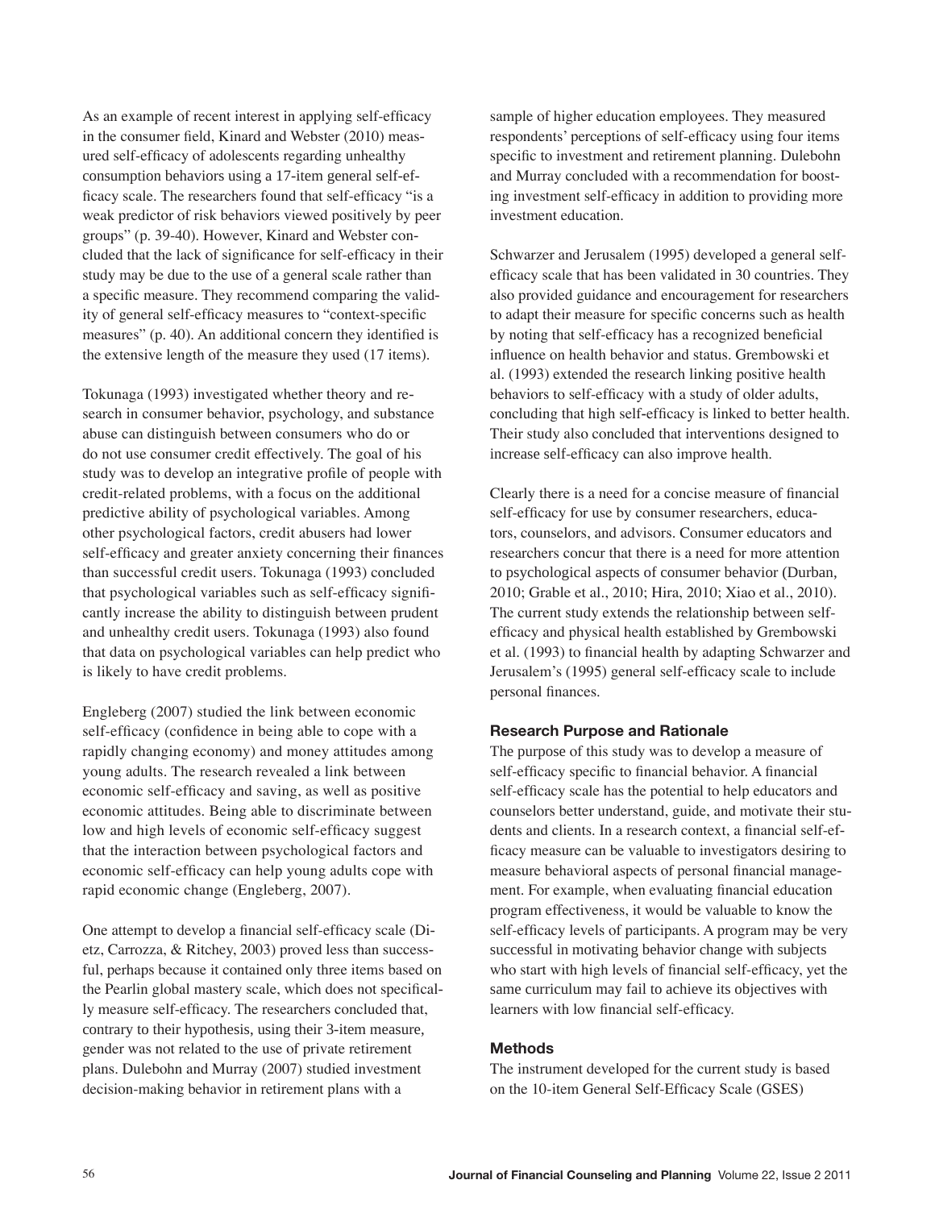As an example of recent interest in applying self-efficacy in the consumer field, Kinard and Webster (2010) measured self-efficacy of adolescents regarding unhealthy consumption behaviors using a 17-item general self-efficacy scale. The researchers found that self-efficacy "is a weak predictor of risk behaviors viewed positively by peer groups" (p. 39-40). However, Kinard and Webster concluded that the lack of significance for self-efficacy in their study may be due to the use of a general scale rather than a specific measure. They recommend comparing the validity of general self-efficacy measures to "context-specific measures" (p. 40). An additional concern they identified is the extensive length of the measure they used (17 items).

Tokunaga (1993) investigated whether theory and research in consumer behavior, psychology, and substance abuse can distinguish between consumers who do or do not use consumer credit effectively. The goal of his study was to develop an integrative profile of people with credit-related problems, with a focus on the additional predictive ability of psychological variables. Among other psychological factors, credit abusers had lower self-efficacy and greater anxiety concerning their finances than successful credit users. Tokunaga (1993) concluded that psychological variables such as self-efficacy significantly increase the ability to distinguish between prudent and unhealthy credit users. Tokunaga (1993) also found that data on psychological variables can help predict who is likely to have credit problems.

Engleberg (2007) studied the link between economic self-efficacy (confidence in being able to cope with a rapidly changing economy) and money attitudes among young adults. The research revealed a link between economic self-efficacy and saving, as well as positive economic attitudes. Being able to discriminate between low and high levels of economic self-efficacy suggest that the interaction between psychological factors and economic self-efficacy can help young adults cope with rapid economic change (Engleberg, 2007).

One attempt to develop a financial self-efficacy scale (Dietz, Carrozza, & Ritchey, 2003) proved less than successful, perhaps because it contained only three items based on the Pearlin global mastery scale, which does not specifically measure self-efficacy. The researchers concluded that, contrary to their hypothesis, using their 3-item measure, gender was not related to the use of private retirement plans. Dulebohn and Murray (2007) studied investment decision-making behavior in retirement plans with a sample of higher education employees. They measured respondents' perceptions of self-efficacy using four items specific to investment and retirement planning. Dulebohn and Murray concluded with a recommendation for boosting investment self-efficacy in addition to providing more investment education.

Schwarzer and Jerusalem (1995) developed a general self-efficacy scale that has been validated in 30 countries. They also provided guidance and encouragement for researchers to adapt their measure for specific concerns such as health by noting that self-efficacy has a recognized beneficial influence on health behavior and status. Grembowski et al. (1993) extended the research linking positive health behaviors to self-efficacy with a study of older adults, concluding that high self-efficacy is linked to better health. Their study also concluded that interventions designed to increase self-efficacy can also improve health.

Clearly there is a need for a concise measure of financial self-efficacy for use by consumer researchers, educators, counselors, and advisors. Consumer educators and researchers concur that there is a need for more attention to psychological aspects of consumer behavior (Durban, 2010; Grable et al., 2010; Hira, 2010; Xiao et al., 2010). The current study extends the relationship between self-efficacy and physical health established by Grembowski et al. (1993) to financial health by adapting Schwarzer and Jerusalem's (1995) general self-efficacy scale to include personal finances.

### Research Purpose and Rationale

The purpose of this study was to develop a measure of self-efficacy specific to financial behavior. A financial self-efficacy scale has the potential to help educators and counselors better understand, guide, and motivate their students and clients. In a research context, a financial self-efficacy measure can be valuable to investigators desiring to measure behavioral aspects of personal financial management. For example, when evaluating financial education program effectiveness, it would be valuable to know the self-efficacy levels of participants. A program may be very successful in motivating behavior change with subjects who start with high levels of financial self-efficacy, yet the same curriculum may fail to achieve its objectives with learners with low financial self-efficacy.

### Methods

The instrument developed for the current study is based on the 10-item General Self-Efficacy Scale (GSES)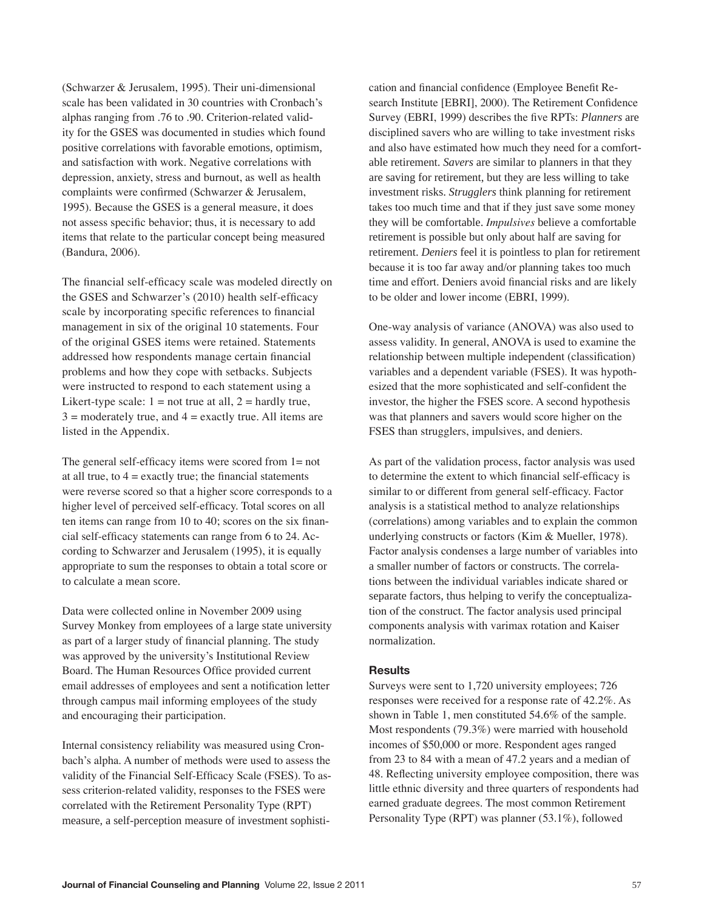(Schwarzer & Jerusalem, 1995). Their uni-dimensional scale has been validated in 30 countries with Cronbach's alphas ranging from .76 to .90. Criterion-related validity for the GSES was documented in studies which found positive correlations with favorable emotions, optimism, and satisfaction with work. Negative correlations with depression, anxiety, stress and burnout, as well as health complaints were confirmed (Schwarzer & Jerusalem, 1995). Because the GSES is a general measure, it does not assess specific behavior; thus, it is necessary to add items that relate to the particular concept being measured (Bandura, 2006).

The financial self-efficacy scale was modeled directly on the GSES and Schwarzer's (2010) health self-efficacy scale by incorporating specific references to financial management in six of the original 10 statements. Four of the original GSES items were retained. Statements addressed how respondents manage certain financial problems and how they cope with setbacks. Subjects were instructed to respond to each statement using a Likert-type scale: 1 = not true at all, 2 = hardly true, 3 = moderately true, and 4 = exactly true. All items are listed in the Appendix.

The general self-efficacy items were scored from 1= not at all true, to 4 = exactly true; the financial statements were reverse scored so that a higher score corresponds to a higher level of perceived self-efficacy. Total scores on all ten items can range from 10 to 40; scores on the six financial self-efficacy statements can range from 6 to 24. According to Schwarzer and Jerusalem (1995), it is equally appropriate to sum the responses to obtain a total score or to calculate a mean score.

Data were collected online in November 2009 using Survey Monkey from employees of a large state university as part of a larger study of financial planning. The study was approved by the university's Institutional Review Board. The Human Resources Office provided current email addresses of employees and sent a notification letter through campus mail informing employees of the study and encouraging their participation.

Internal consistency reliability was measured using Cronbach's alpha. A number of methods were used to assess the validity of the Financial Self-Efficacy Scale (FSES). To assess criterion-related validity, responses to the FSES were correlated with the Retirement Personality Type (RPT) measure, a self-perception measure of investment sophistication and financial confidence (Employee Benefit Research Institute [EBRI], 2000). The Retirement Confidence Survey (EBRI, 1999) describes the five RPTs: *Planners* are disciplined savers who are willing to take investment risks and also have estimated how much they need for a comfortable retirement. *Savers* are similar to planners in that they are saving for retirement, but they are less willing to take investment risks. *Strugglers* think planning for retirement takes too much time and that if they just save some money they will be comfortable. *Impulsives* believe a comfortable retirement is possible but only about half are saving for retirement. *Deniers* feel it is pointless to plan for retirement because it is too far away and/or planning takes too much time and effort. Deniers avoid financial risks and are likely to be older and lower income (EBRI, 1999).

One-way analysis of variance (ANOVA) was also used to assess validity. In general, ANOVA is used to examine the relationship between multiple independent (classification) variables and a dependent variable (FSES). It was hypothesized that the more sophisticated and self-confident the investor, the higher the FSES score. A second hypothesis was that planners and savers would score higher on the FSES than strugglers, impulsives, and deniers.

As part of the validation process, factor analysis was used to determine the extent to which financial self-efficacy is similar to or different from general self-efficacy. Factor analysis is a statistical method to analyze relationships (correlations) among variables and to explain the common underlying constructs or factors (Kim & Mueller, 1978). Factor analysis condenses a large number of variables into a smaller number of factors or constructs. The correlations between the individual variables indicate shared or separate factors, thus helping to verify the conceptualization of the construct. The factor analysis used principal components analysis with varimax rotation and Kaiser normalization.

### Results

Surveys were sent to 1,720 university employees; 726 responses were received for a response rate of 42.2%. As shown in Table 1, men constituted 54.6% of the sample. Most respondents (79.3%) were married with household incomes of $50,000 or more. Respondent ages ranged from 23 to 84 with a mean of 47.2 years and a median of 48. Reflecting university employee composition, there was little ethnic diversity and three quarters of respondents had earned graduate degrees. The most common Retirement Personality Type (RPT) was planner (53.1%), followed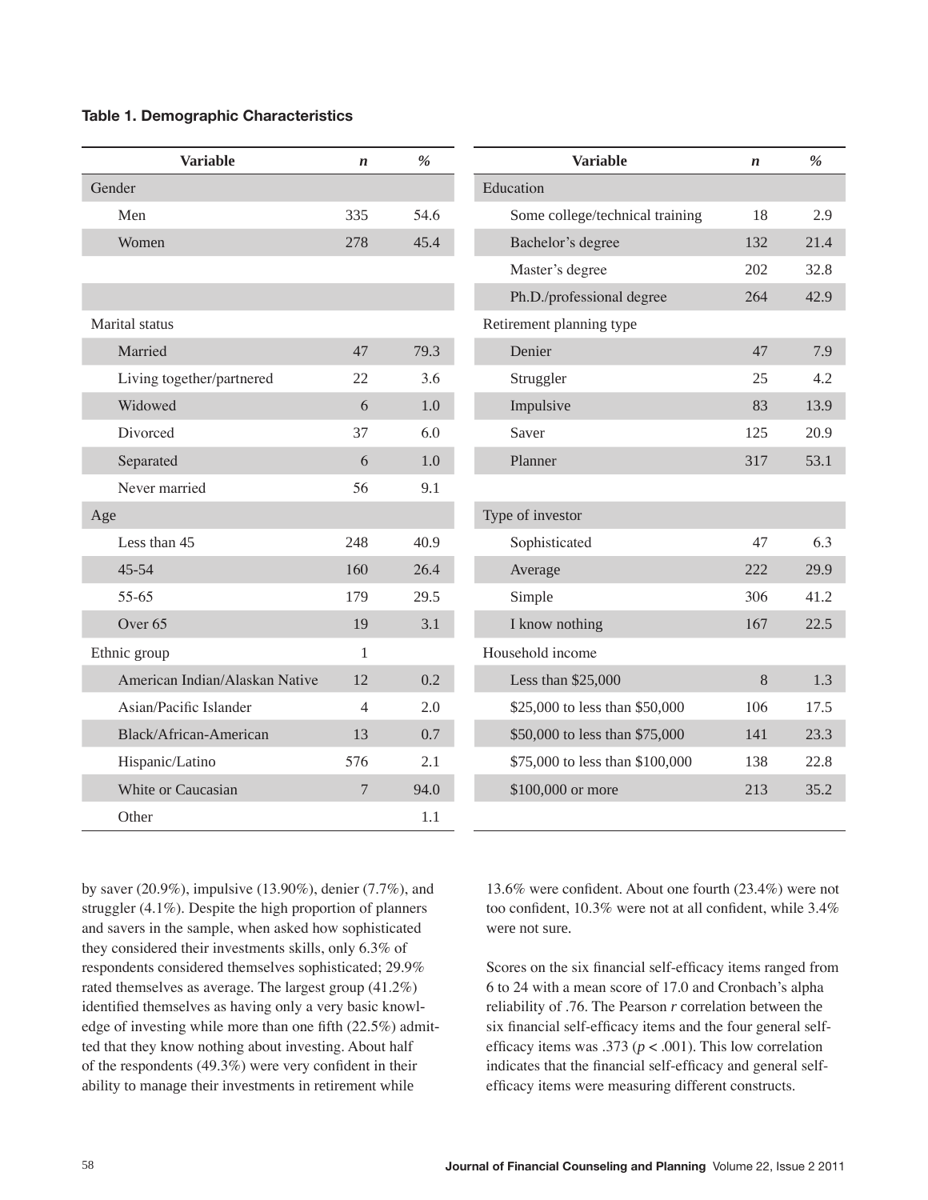**Table 1. Demographic Characteristics**

| Variable | *n* | % | Variable | *n* | % |
|---|---|---|---|---|---|
| Gender | | | Education | | |
| Men | 335 | 54.6 | Some college/technical training | 18 | 2.9 |
| Women | 278 | 45.4 | Bachelor's degree | 132 | 21.4 |
| | | | Master's degree | 202 | 32.8 |
| | | | Ph.D./professional degree | 264 | 42.9 |
| Marital status | | | Retirement planning type | | |
| Married | 47 | 79.3 | Denier | 47 | 7.9 |
| Living together/partnered | 22 | 3.6 | Struggler | 25 | 4.2 |
| Widowed | 6 | 1.0 | Impulsive | 83 | 13.9 |
| Divorced | 37 | 6.0 | Saver | 125 | 20.9 |
| Separated | 6 | 1.0 | Planner | 317 | 53.1 |
| Never married | 56 | 9.1 | | | |
| Age | | | Type of investor | | |
| Less than 45 | 248 | 40.9 | Sophisticated | 47 | 6.3 |
| 45-54 | 160 | 26.4 | Average | 222 | 29.9 |
| 55-65 | 179 | 29.5 | Simple | 306 | 41.2 |
| Over 65 | 19 | 3.1 | I know nothing | 167 | 22.5 |
| Ethnic group | 1 | | Household income | | |
| American Indian/Alaskan Native | 12 | 0.2 | Less than $25,000 | 8 | 1.3 |
| Asian/Pacific Islander | 4 | 2.0 | $25,000 to less than $50,000 | 106 | 17.5 |
| Black/African-American | 13 | 0.7 | $50,000 to less than $75,000 | 141 | 23.3 |
| Hispanic/Latino | 576 | 2.1 | $75,000 to less than $100,000 | 138 | 22.8 |
| White or Caucasian | 7 | 94.0 | $100,000 or more | 213 | 35.2 |
| Other | | 1.1 | | | |

by saver (20.9%), impulsive (13.90%), denier (7.7%), and struggler (4.1%). Despite the high proportion of planners and savers in the sample, when asked how sophisticated they considered their investments skills, only 6.3% of respondents considered themselves sophisticated; 29.9% rated themselves as average. The largest group (41.2%) identified themselves as having only a very basic knowledge of investing while more than one fifth (22.5%) admitted that they know nothing about investing. About half of the respondents (49.3%) were very confident in their ability to manage their investments in retirement while 13.6% were confident. About one fourth (23.4%) were not too confident, 10.3% were not at all confident, while 3.4% were not sure.

Scores on the six financial self-efficacy items ranged from 6 to 24 with a mean score of 17.0 and Cronbach's alpha reliability of .76. The Pearson *r* correlation between the six financial self-efficacy items and the four general self-efficacy items was .373 ($p < .001$). This low correlation indicates that the financial self-efficacy and general self-efficacy items were measuring different constructs.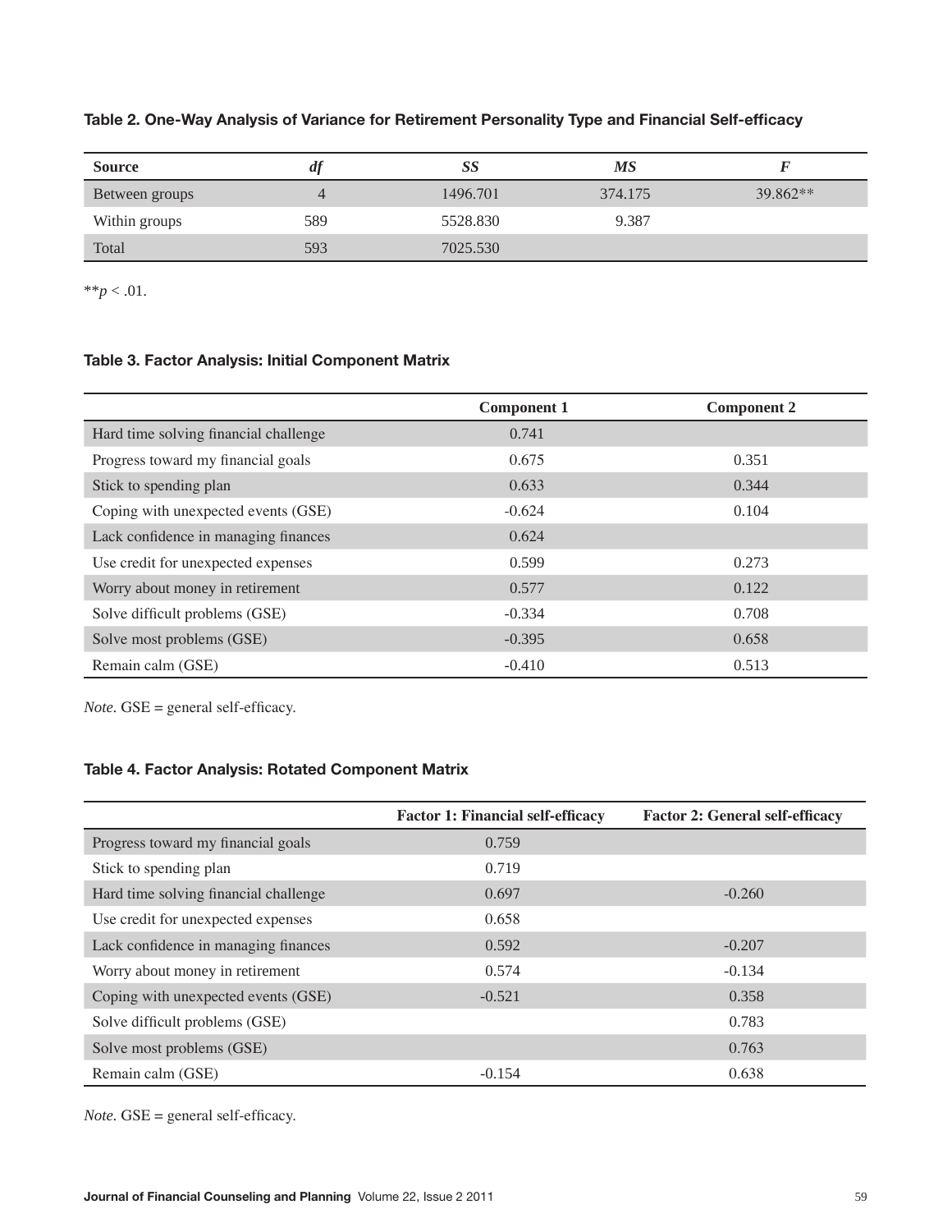**Table 2. One-Way Analysis of Variance for Retirement Personality Type and Financial Self-efficacy**

| Source | *df* | *SS* | *MS* | *F* |
|---|---|---|---|---|
| Between groups | 4 | 1496.701 | 374.175 | 39.862** |
| Within groups | 589 | 5528.830 | 9.387 | |
| Total | 593 | 7025.530 | | |

**$p < .01$.

**Table 3. Factor Analysis: Initial Component Matrix**

| | Component 1 | Component 2 |
|---|---|---|
| Hard time solving financial challenge | 0.741 | |
| Progress toward my financial goals | 0.675 | 0.351 |
| Stick to spending plan | 0.633 | 0.344 |
| Coping with unexpected events (GSE) | -0.624 | 0.104 |
| Lack confidence in managing finances | 0.624 | |
| Use credit for unexpected expenses | 0.599 | 0.273 |
| Worry about money in retirement | 0.577 | 0.122 |
| Solve difficult problems (GSE) | -0.334 | 0.708 |
| Solve most problems (GSE) | -0.395 | 0.658 |
| Remain calm (GSE) | -0.410 | 0.513 |

*Note.* GSE = general self-efficacy.

**Table 4. Factor Analysis: Rotated Component Matrix**

| | Factor 1: Financial self-efficacy | Factor 2: General self-efficacy |
|---|---|---|
| Progress toward my financial goals | 0.759 | |
| Stick to spending plan | 0.719 | |
| Hard time solving financial challenge | 0.697 | -0.260 |
| Use credit for unexpected expenses | 0.658 | |
| Lack confidence in managing finances | 0.592 | -0.207 |
| Worry about money in retirement | 0.574 | -0.134 |
| Coping with unexpected events (GSE) | -0.521 | 0.358 |
| Solve difficult problems (GSE) | | 0.783 |
| Solve most problems (GSE) | | 0.763 |
| Remain calm (GSE) | -0.154 | 0.638 |

*Note.* GSE = general self-efficacy.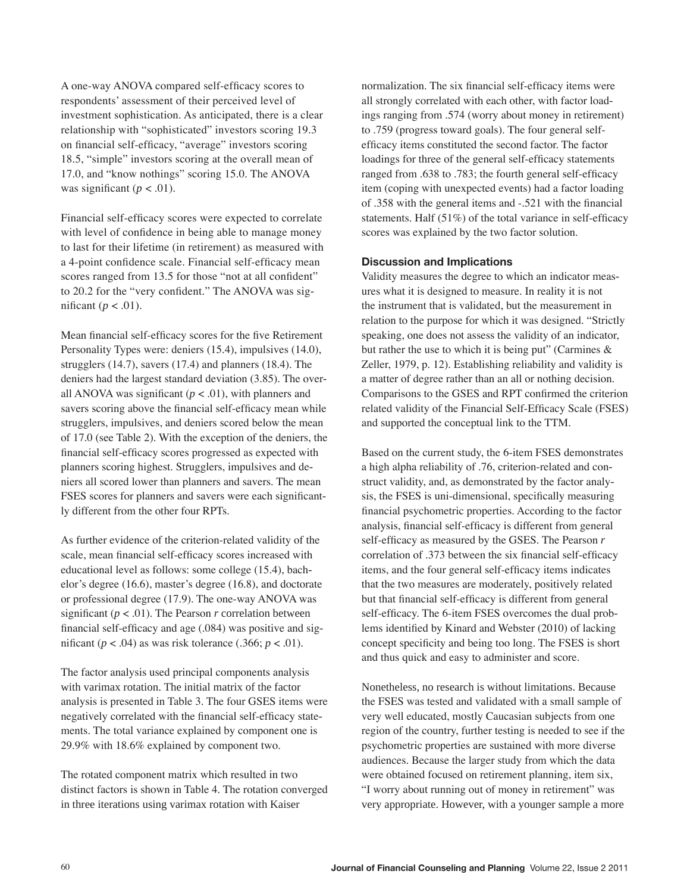A one-way ANOVA compared self-efficacy scores to respondents' assessment of their perceived level of investment sophistication. As anticipated, there is a clear relationship with "sophisticated" investors scoring 19.3 on financial self-efficacy, "average" investors scoring 18.5, "simple" investors scoring at the overall mean of 17.0, and "know nothings" scoring 15.0. The ANOVA was significant ($p < .01$).

Financial self-efficacy scores were expected to correlate with level of confidence in being able to manage money to last for their lifetime (in retirement) as measured with a 4-point confidence scale. Financial self-efficacy mean scores ranged from 13.5 for those "not at all confident" to 20.2 for the "very confident." The ANOVA was significant ($p < .01$).

Mean financial self-efficacy scores for the five Retirement Personality Types were: deniers (15.4), impulsives (14.0), strugglers (14.7), savers (17.4) and planners (18.4). The deniers had the largest standard deviation (3.85). The overall ANOVA was significant ($p < .01$), with planners and savers scoring above the financial self-efficacy mean while strugglers, impulsives, and deniers scored below the mean of 17.0 (see Table 2). With the exception of the deniers, the financial self-efficacy scores progressed as expected with planners scoring highest. Strugglers, impulsives and deniers all scored lower than planners and savers. The mean FSES scores for planners and savers were each significantly different from the other four RPTs.

As further evidence of the criterion-related validity of the scale, mean financial self-efficacy scores increased with educational level as follows: some college (15.4), bachelor's degree (16.6), master's degree (16.8), and doctorate or professional degree (17.9). The one-way ANOVA was significant ($p < .01$). The Pearson $r$ correlation between financial self-efficacy and age (.084) was positive and significant ($p < .04$) as was risk tolerance (.366; $p < .01$).

The factor analysis used principal components analysis with varimax rotation. The initial matrix of the factor analysis is presented in Table 3. The four GSES items were negatively correlated with the financial self-efficacy statements. The total variance explained by component one is 29.9% with 18.6% explained by component two.

The rotated component matrix which resulted in two distinct factors is shown in Table 4. The rotation converged in three iterations using varimax rotation with Kaiser normalization. The six financial self-efficacy items were all strongly correlated with each other, with factor loadings ranging from .574 (worry about money in retirement) to .759 (progress toward goals). The four general self-efficacy items constituted the second factor. The factor loadings for three of the general self-efficacy statements ranged from .638 to .783; the fourth general self-efficacy item (coping with unexpected events) had a factor loading of .358 with the general items and -.521 with the financial statements. Half (51%) of the total variance in self-efficacy scores was explained by the two factor solution.

### Discussion and Implications

Validity measures the degree to which an indicator measures what it is designed to measure. In reality it is not the instrument that is validated, but the measurement in relation to the purpose for which it was designed. "Strictly speaking, one does not assess the validity of an indicator, but rather the use to which it is being put" (Carmines & Zeller, 1979, p. 12). Establishing reliability and validity is a matter of degree rather than an all or nothing decision. Comparisons to the GSES and RPT confirmed the criterion related validity of the Financial Self-Efficacy Scale (FSES) and supported the conceptual link to the TTM.

Based on the current study, the 6-item FSES demonstrates a high alpha reliability of .76, criterion-related and construct validity, and, as demonstrated by the factor analysis, the FSES is uni-dimensional, specifically measuring financial psychometric properties. According to the factor analysis, financial self-efficacy is different from general self-efficacy as measured by the GSES. The Pearson $r$ correlation of .373 between the six financial self-efficacy items, and the four general self-efficacy items indicates that the two measures are moderately, positively related but that financial self-efficacy is different from general self-efficacy. The 6-item FSES overcomes the dual problems identified by Kinard and Webster (2010) of lacking concept specificity and being too long. The FSES is short and thus quick and easy to administer and score.

Nonetheless, no research is without limitations. Because the FSES was tested and validated with a small sample of very well educated, mostly Caucasian subjects from one region of the country, further testing is needed to see if the psychometric properties are sustained with more diverse audiences. Because the larger study from which the data were obtained focused on retirement planning, item six, "I worry about running out of money in retirement" was very appropriate. However, with a younger sample a more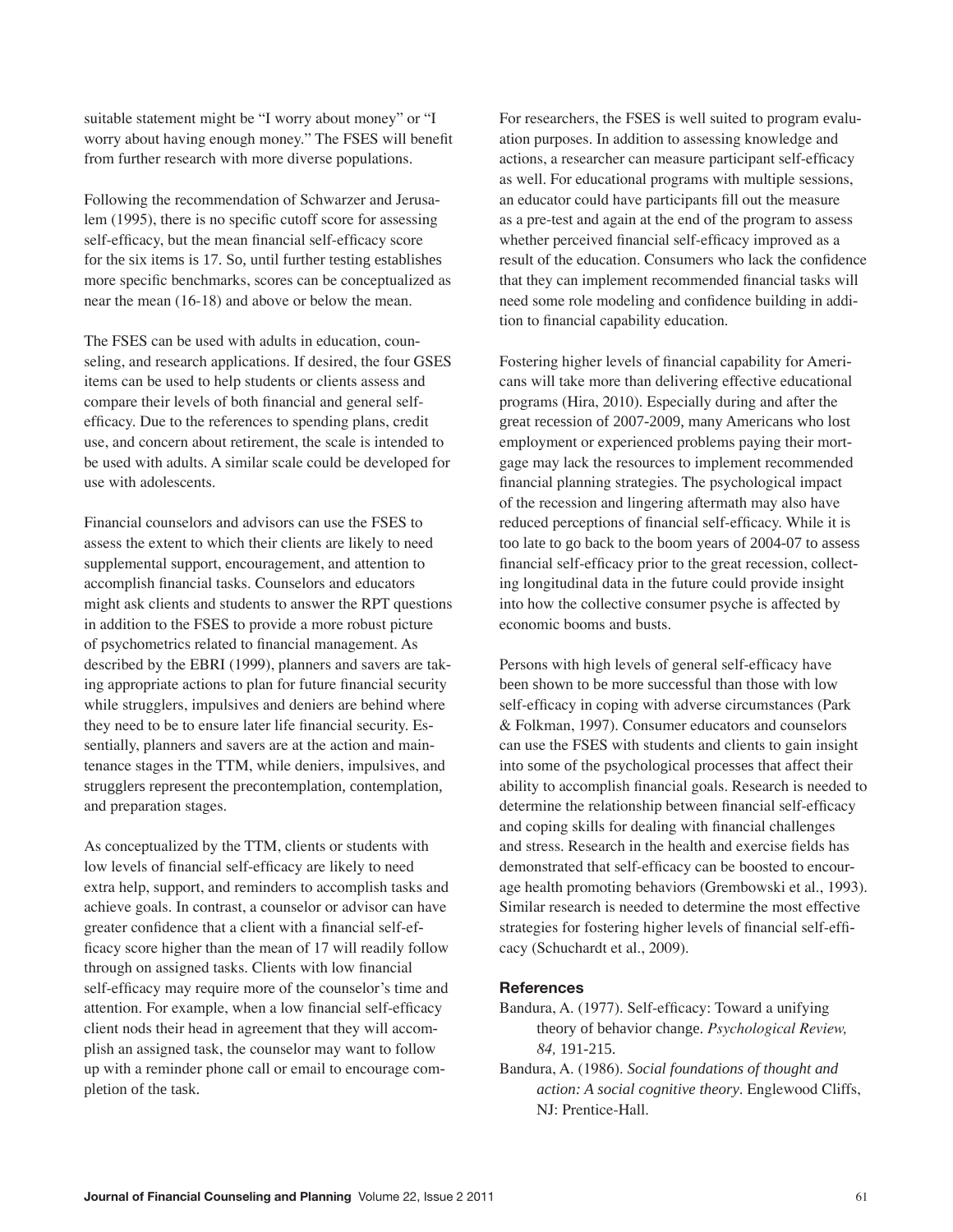suitable statement might be "I worry about money" or "I worry about having enough money." The FSES will benefit from further research with more diverse populations.

Following the recommendation of Schwarzer and Jerusalem (1995), there is no specific cutoff score for assessing self-efficacy, but the mean financial self-efficacy score for the six items is 17. So, until further testing establishes more specific benchmarks, scores can be conceptualized as near the mean (16-18) and above or below the mean.

The FSES can be used with adults in education, counseling, and research applications. If desired, the four GSES items can be used to help students or clients assess and compare their levels of both financial and general self-efficacy. Due to the references to spending plans, credit use, and concern about retirement, the scale is intended to be used with adults. A similar scale could be developed for use with adolescents.

Financial counselors and advisors can use the FSES to assess the extent to which their clients are likely to need supplemental support, encouragement, and attention to accomplish financial tasks. Counselors and educators might ask clients and students to answer the RPT questions in addition to the FSES to provide a more robust picture of psychometrics related to financial management. As described by the EBRI (1999), planners and savers are taking appropriate actions to plan for future financial security while strugglers, impulsives and deniers are behind where they need to be to ensure later life financial security. Essentially, planners and savers are at the action and maintenance stages in the TTM, while deniers, impulsives, and strugglers represent the precontemplation, contemplation, and preparation stages.

As conceptualized by the TTM, clients or students with low levels of financial self-efficacy are likely to need extra help, support, and reminders to accomplish tasks and achieve goals. In contrast, a counselor or advisor can have greater confidence that a client with a financial self-efficacy score higher than the mean of 17 will readily follow through on assigned tasks. Clients with low financial self-efficacy may require more of the counselor's time and attention. For example, when a low financial self-efficacy client nods their head in agreement that they will accomplish an assigned task, the counselor may want to follow up with a reminder phone call or email to encourage completion of the task.

For researchers, the FSES is well suited to program evaluation purposes. In addition to assessing knowledge and actions, a researcher can measure participant self-efficacy as well. For educational programs with multiple sessions, an educator could have participants fill out the measure as a pre-test and again at the end of the program to assess whether perceived financial self-efficacy improved as a result of the education. Consumers who lack the confidence that they can implement recommended financial tasks will need some role modeling and confidence building in addition to financial capability education.

Fostering higher levels of financial capability for Americans will take more than delivering effective educational programs (Hira, 2010). Especially during and after the great recession of 2007-2009, many Americans who lost employment or experienced problems paying their mortgage may lack the resources to implement recommended financial planning strategies. The psychological impact of the recession and lingering aftermath may also have reduced perceptions of financial self-efficacy. While it is too late to go back to the boom years of 2004-07 to assess financial self-efficacy prior to the great recession, collecting longitudinal data in the future could provide insight into how the collective consumer psyche is affected by economic booms and busts.

Persons with high levels of general self-efficacy have been shown to be more successful than those with low self-efficacy in coping with adverse circumstances (Park & Folkman, 1997). Consumer educators and counselors can use the FSES with students and clients to gain insight into some of the psychological processes that affect their ability to accomplish financial goals. Research is needed to determine the relationship between financial self-efficacy and coping skills for dealing with financial challenges and stress. Research in the health and exercise fields has demonstrated that self-efficacy can be boosted to encourage health promoting behaviors (Grembowski et al., 1993). Similar research is needed to determine the most effective strategies for fostering higher levels of financial self-efficacy (Schuchardt et al., 2009).

## References

Bandura, A. (1977). Self-efficacy: Toward a unifying theory of behavior change. *Psychological Review, 84,* 191-215.

Bandura, A. (1986). *Social foundations of thought and action: A social cognitive theory*. Englewood Cliffs, NJ: Prentice-Hall.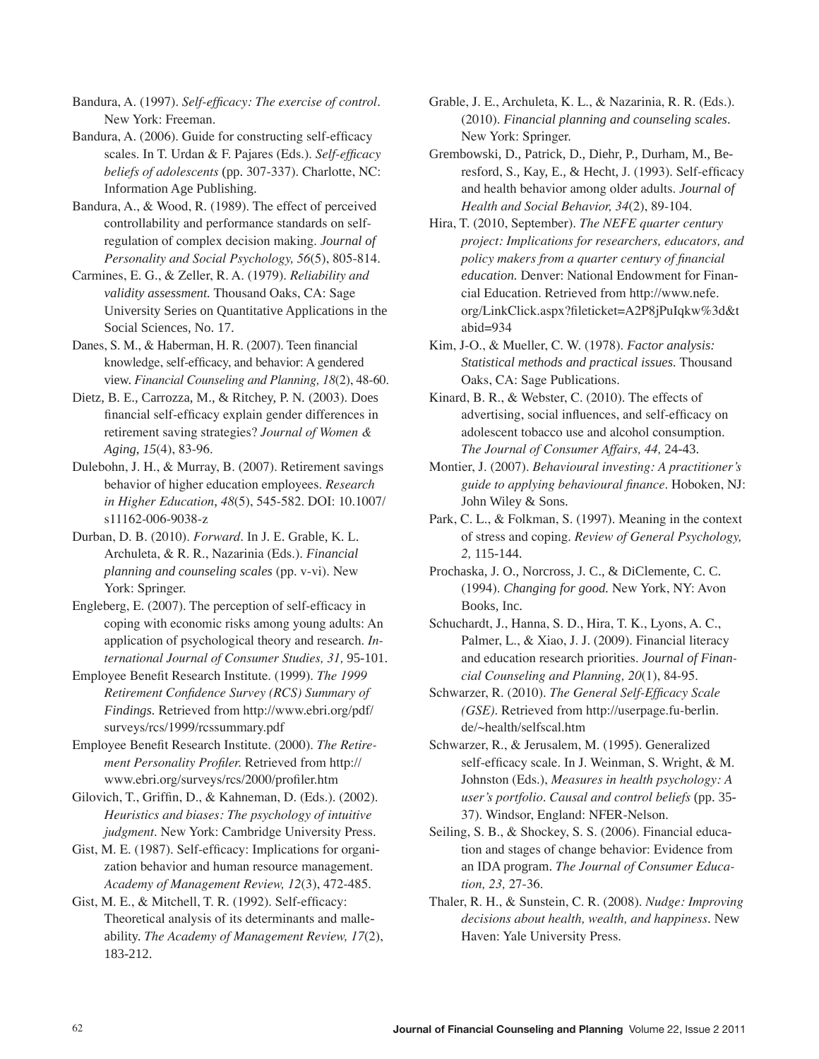Bandura, A. (1997). *Self-efficacy: The exercise of control*. New York: Freeman.

Bandura, A. (2006). Guide for constructing self-efficacy scales. In T. Urdan & F. Pajares (Eds.). *Self-efficacy beliefs of adolescents* (pp. 307-337). Charlotte, NC: Information Age Publishing.

Bandura, A., & Wood, R. (1989). The effect of perceived controllability and performance standards on self-regulation of complex decision making. *Journal of Personality and Social Psychology, 56*(5), 805-814.

Carmines, E. G., & Zeller, R. A. (1979). *Reliability and validity assessment.* Thousand Oaks, CA: Sage University Series on Quantitative Applications in the Social Sciences, No. 17.

Danes, S. M., & Haberman, H. R. (2007). Teen financial knowledge, self-efficacy, and behavior: A gendered view. *Financial Counseling and Planning, 18*(2), 48-60.

Dietz, B. E., Carrozza, M., & Ritchey, P. N. (2003). Does financial self-efficacy explain gender differences in retirement saving strategies? *Journal of Women & Aging, 15*(4), 83-96.

Dulebohn, J. H., & Murray, B. (2007). Retirement savings behavior of higher education employees. *Research in Higher Education, 48*(5), 545-582. DOI: 10.1007/s11162-006-9038-z

Durban, D. B. (2010). *Forward*. In J. E. Grable, K. L. Archuleta, & R. R., Nazarinia (Eds.). *Financial planning and counseling scales* (pp. v-vi). New York: Springer.

Engleberg, E. (2007). The perception of self-efficacy in coping with economic risks among young adults: An application of psychological theory and research. *International Journal of Consumer Studies, 31,* 95-101.

Employee Benefit Research Institute. (1999). *The 1999 Retirement Confidence Survey (RCS) Summary of Findings.* Retrieved from http://www.ebri.org/pdf/surveys/rcs/1999/rcssummary.pdf

Employee Benefit Research Institute. (2000). *The Retirement Personality Profiler.* Retrieved from http://www.ebri.org/surveys/rcs/2000/profiler.htm

Gilovich, T., Griffin, D., & Kahneman, D. (Eds.). (2002). *Heuristics and biases: The psychology of intuitive judgment*. New York: Cambridge University Press.

Gist, M. E. (1987). Self-efficacy: Implications for organization behavior and human resource management. *Academy of Management Review, 12*(3), 472-485.

Gist, M. E., & Mitchell, T. R. (1992). Self-efficacy: Theoretical analysis of its determinants and malleability. *The Academy of Management Review, 17*(2), 183-212.

Grable, J. E., Archuleta, K. L., & Nazarinia, R. R. (Eds.). (2010). *Financial planning and counseling scales*. New York: Springer.

Grembowski, D., Patrick, D., Diehr, P., Durham, M., Beresford, S., Kay, E., & Hecht, J. (1993). Self-efficacy and health behavior among older adults. *Journal of Health and Social Behavior, 34*(2), 89-104.

Hira, T. (2010, September). *The NEFE quarter century project: Implications for researchers, educators, and policy makers from a quarter century of financial education.* Denver: National Endowment for Financial Education. Retrieved from http://www.nefe.org/LinkClick.aspx?fileticket=A2P8jPuIqkw%3d&tabid=934

Kim, J-O., & Mueller, C. W. (1978). *Factor analysis: Statistical methods and practical issues.* Thousand Oaks, CA: Sage Publications.

Kinard, B. R., & Webster, C. (2010). The effects of advertising, social influences, and self-efficacy on adolescent tobacco use and alcohol consumption. *The Journal of Consumer Affairs, 44,* 24-43.

Montier, J. (2007). *Behavioural investing: A practitioner's guide to applying behavioural finance*. Hoboken, NJ: John Wiley & Sons.

Park, C. L., & Folkman, S. (1997). Meaning in the context of stress and coping. *Review of General Psychology, 2,* 115-144.

Prochaska, J. O., Norcross, J. C., & DiClemente, C. C. (1994). *Changing for good.* New York, NY: Avon Books, Inc.

Schuchardt, J., Hanna, S. D., Hira, T. K., Lyons, A. C., Palmer, L., & Xiao, J. J. (2009). Financial literacy and education research priorities. *Journal of Financial Counseling and Planning, 20*(1), 84-95.

Schwarzer, R. (2010). *The General Self-Efficacy Scale (GSE).* Retrieved from http://userpage.fu-berlin.de/~health/selfscal.htm

Schwarzer, R., & Jerusalem, M. (1995). Generalized self-efficacy scale. In J. Weinman, S. Wright, & M. Johnston (Eds.), *Measures in health psychology: A user's portfolio. Causal and control beliefs* (pp. 35-37). Windsor, England: NFER-Nelson.

Seiling, S. B., & Shockey, S. S. (2006). Financial education and stages of change behavior: Evidence from an IDA program. *The Journal of Consumer Education, 23,* 27-36.

Thaler, R. H., & Sunstein, C. R. (2008). *Nudge: Improving decisions about health, wealth, and happiness*. New Haven: Yale University Press.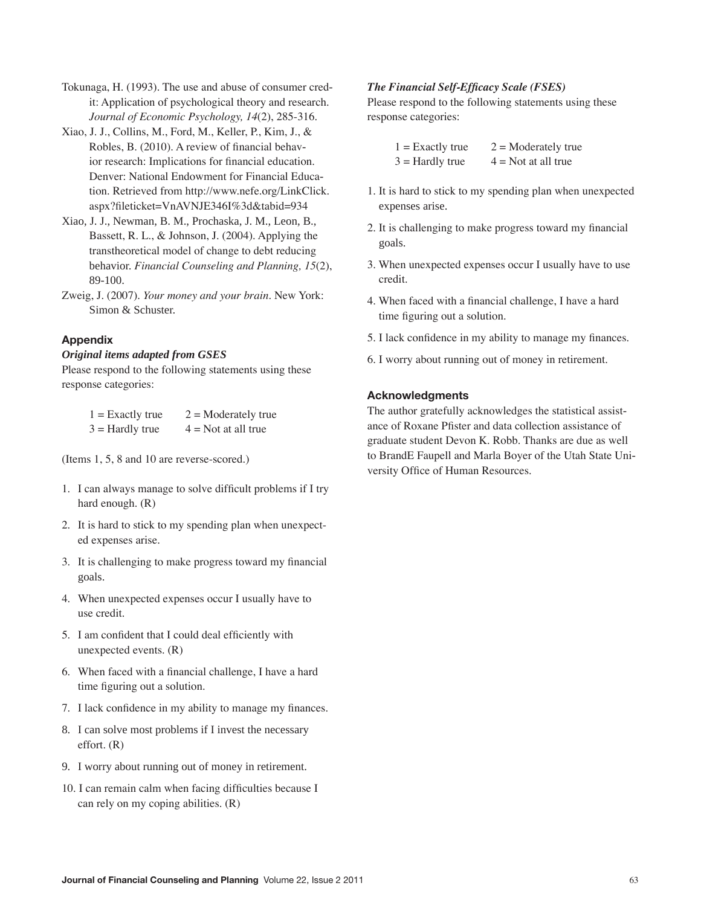Tokunaga, H. (1993). The use and abuse of consumer credit: Application of psychological theory and research. *Journal of Economic Psychology, 14*(2), 285-316.

Xiao, J. J., Collins, M., Ford, M., Keller, P., Kim, J., & Robles, B. (2010). A review of financial behavior research: Implications for financial education. Denver: National Endowment for Financial Education. Retrieved from http://www.nefe.org/LinkClick.aspx?fileticket=VnAVNJE346I%3d&tabid=934

Xiao, J. J., Newman, B. M., Prochaska, J. M., Leon, B., Bassett, R. L., & Johnson, J. (2004). Applying the transtheoretical model of change to debt reducing behavior. *Financial Counseling and Planning, 15*(2), 89-100.

Zweig, J. (2007). *Your money and your brain*. New York: Simon & Schuster.

## Appendix

### *Original items adapted from GSES*

Please respond to the following statements using these response categories:

1 = Exactly true  2 = Moderately true
3 = Hardly true  4 = Not at all true

(Items 1, 5, 8 and 10 are reverse-scored.)

1. I can always manage to solve difficult problems if I try hard enough. (R)
2. It is hard to stick to my spending plan when unexpected expenses arise.
3. It is challenging to make progress toward my financial goals.
4. When unexpected expenses occur I usually have to use credit.
5. I am confident that I could deal efficiently with unexpected events. (R)
6. When faced with a financial challenge, I have a hard time figuring out a solution.
7. I lack confidence in my ability to manage my finances.
8. I can solve most problems if I invest the necessary effort. (R)
9. I worry about running out of money in retirement.
10. I can remain calm when facing difficulties because I can rely on my coping abilities. (R)

### *The Financial Self-Efficacy Scale (FSES)*

Please respond to the following statements using these response categories:

1 = Exactly true  2 = Moderately true
3 = Hardly true  4 = Not at all true

1. It is hard to stick to my spending plan when unexpected expenses arise.
2. It is challenging to make progress toward my financial goals.
3. When unexpected expenses occur I usually have to use credit.
4. When faced with a financial challenge, I have a hard time figuring out a solution.
5. I lack confidence in my ability to manage my finances.
6. I worry about running out of money in retirement.

## Acknowledgments

The author gratefully acknowledges the statistical assistance of Roxane Pfister and data collection assistance of graduate student Devon K. Robb. Thanks are due as well to BrandE Faupell and Marla Boyer of the Utah State University Office of Human Resources.